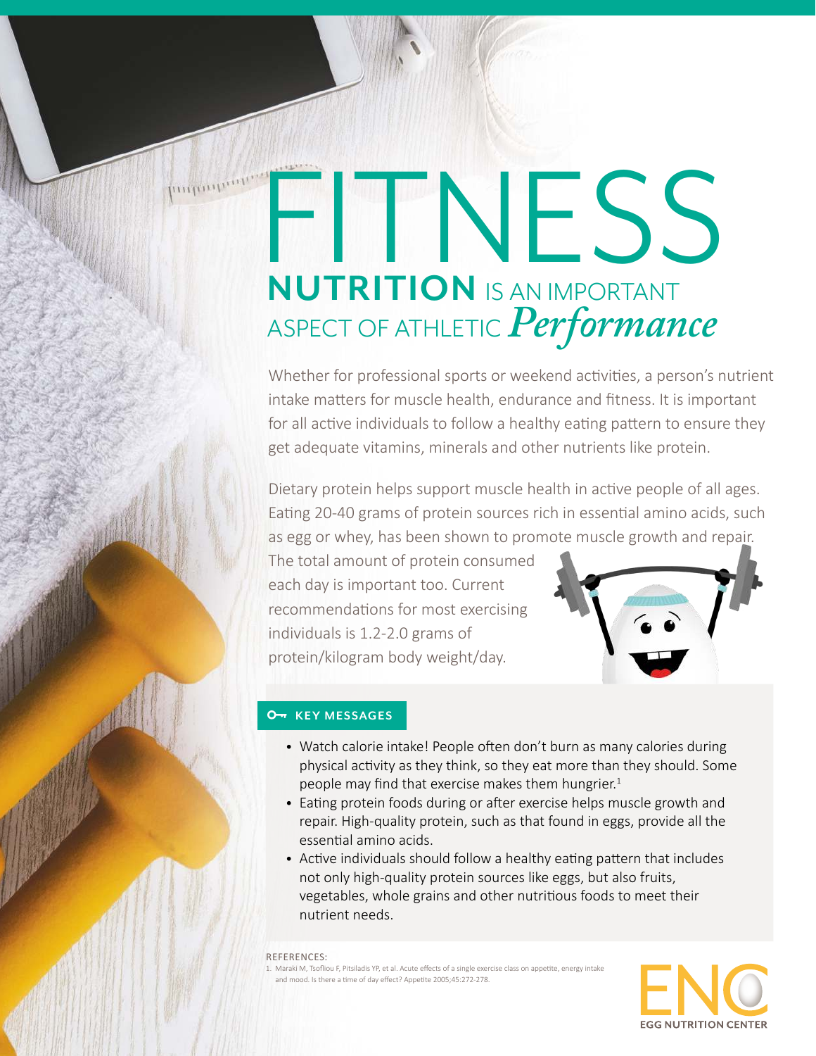# FITNESS

## NUTRITION IS AN IMPORTANT ASPECT OF ATHLETIC *Performance*

Whether for professional sports or weekend activities, a person's nutrient intake matters for muscle health, endurance and fitness. It is important for all active individuals to follow a healthy eating pattern to ensure they get adequate vitamins, minerals and other nutrients like protein.

Dietary protein helps support muscle health in active people of all ages. Eating 20-40 grams of protein sources rich in essential amino acids, such as egg or whey, has been shown to promote muscle growth and repair. The total amount of protein consumed each day is important too. Current recommendations for most exercising individuals is 1.2-2.0 grams of protein/kilogram body weight/day.

### KEY MESSAGES

- Watch calorie intake! People often don't burn as many calories during physical activity as they think, so they eat more than they should. Some people may find that exercise makes them hungrier.[1]
- Eating protein foods during or after exercise helps muscle growth and repair. High-quality protein, such as that found in eggs, provide all the essential amino acids.
- Active individuals should follow a healthy eating pattern that includes not only high-quality protein sources like eggs, but also fruits, vegetables, whole grains and other nutritious foods to meet their nutrient needs.

REFERENCES:

1. Maraki M, Tsofliou F, Pitsiladis YP, et al. Acute effects of a single exercise class on appetite, energy intake and mood. Is there a time of day effect? Appetite 2005;45:272-278.

ENC EGG NUTRITION CENTER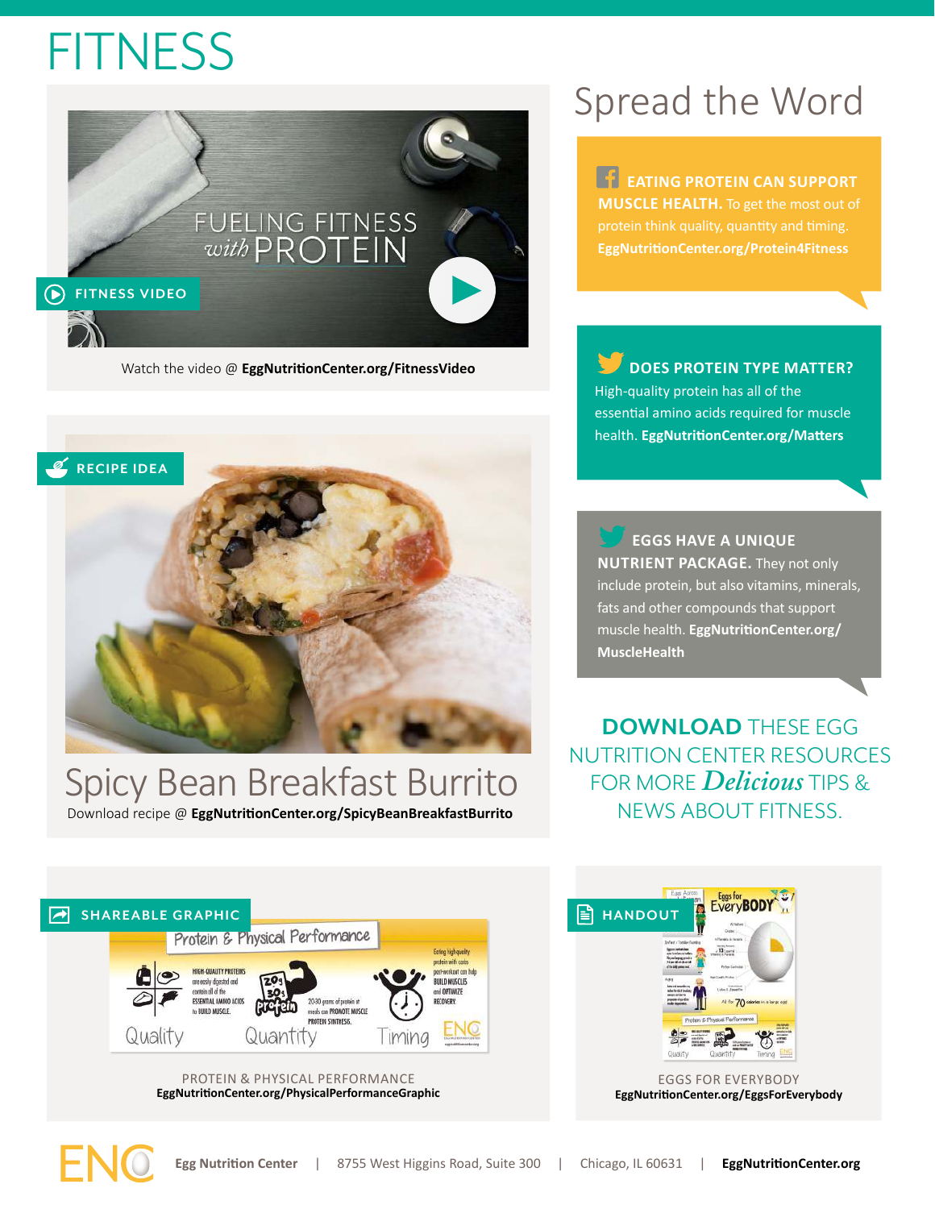# FITNESS

**FITNESS VIDEO**

FUELING FITNESS *with* PROTEIN

Watch the video @ **EggNutritionCenter.org/FitnessVideo**

**RECIPE IDEA**

## Spicy Bean Breakfast Burrito

Download recipe @ **EggNutritionCenter.org/SpicyBeanBreakfastBurrito**

**SHAREABLE GRAPHIC**

Protein & Physical Performance

HIGH-QUALITY PROTEINS are easily digested and contain all of the ESSENTIAL AMINO ACIDS to BUILD MUSCLE.

20-30 grams of protein at meals can PROMOTE MUSCLE PROTEIN SYNTHESIS.

Eating high-quality protein with carbs post-workout can help BUILD MUSCLES and OPTIMIZE RECOVERY.

Quality Quantity Timing

PROTEIN & PHYSICAL PERFORMANCE
**EggNutritionCenter.org/PhysicalPerformanceGraphic**

## Spread the Word

**EATING PROTEIN CAN SUPPORT MUSCLE HEALTH.** To get the most out of protein think quality, quantity and timing. **EggNutritionCenter.org/Protein4Fitness**

**DOES PROTEIN TYPE MATTER?** High-quality protein has all of the essential amino acids required for muscle health. **EggNutritionCenter.org/Matters**

**EGGS HAVE A UNIQUE NUTRIENT PACKAGE.** They not only include protein, but also vitamins, minerals, fats and other compounds that support muscle health. **EggNutritionCenter.org/MuscleHealth**

**DOWNLOAD** THESE EGG NUTRITION CENTER RESOURCES FOR MORE *Delicious* TIPS & NEWS ABOUT FITNESS.

**HANDOUT**

EGGS FOR EVERYBODY
**EggNutritionCenter.org/EggsForEverybody**

**Egg Nutrition Center** | 8755 West Higgins Road, Suite 300 | Chicago, IL 60631 | **EggNutritionCenter.org**